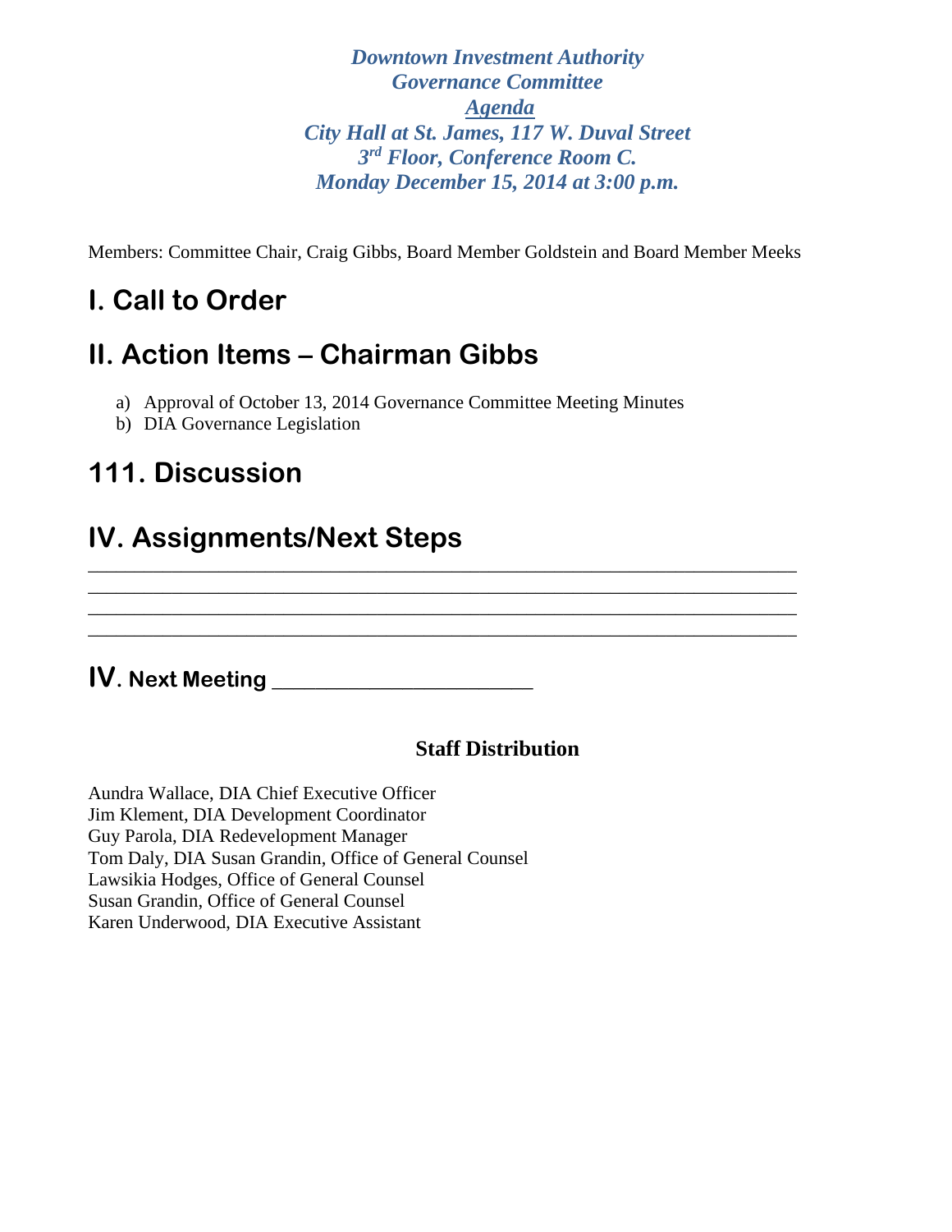***Downtown Investment Authority***
***Governance Committee***
***Agenda***
***City Hall at St. James, 117 W. Duval Street***
***3rd Floor, Conference Room C.***
***Monday December 15, 2014 at 3:00 p.m.***

Members: Committee Chair, Craig Gibbs, Board Member Goldstein and Board Member Meeks

# I. Call to Order

# II. Action Items – Chairman Gibbs

a) Approval of October 13, 2014 Governance Committee Meeting Minutes
b) DIA Governance Legislation

# 111. Discussion

# IV. Assignments/Next Steps

_________________________________________________________________________
_________________________________________________________________________
_________________________________________________________________________
_________________________________________________________________________

## IV. Next Meeting ________________________

**Staff Distribution**

Aundra Wallace, DIA Chief Executive Officer
Jim Klement, DIA Development Coordinator
Guy Parola, DIA Redevelopment Manager
Tom Daly, DIA Susan Grandin, Office of General Counsel
Lawsikia Hodges, Office of General Counsel
Susan Grandin, Office of General Counsel
Karen Underwood, DIA Executive Assistant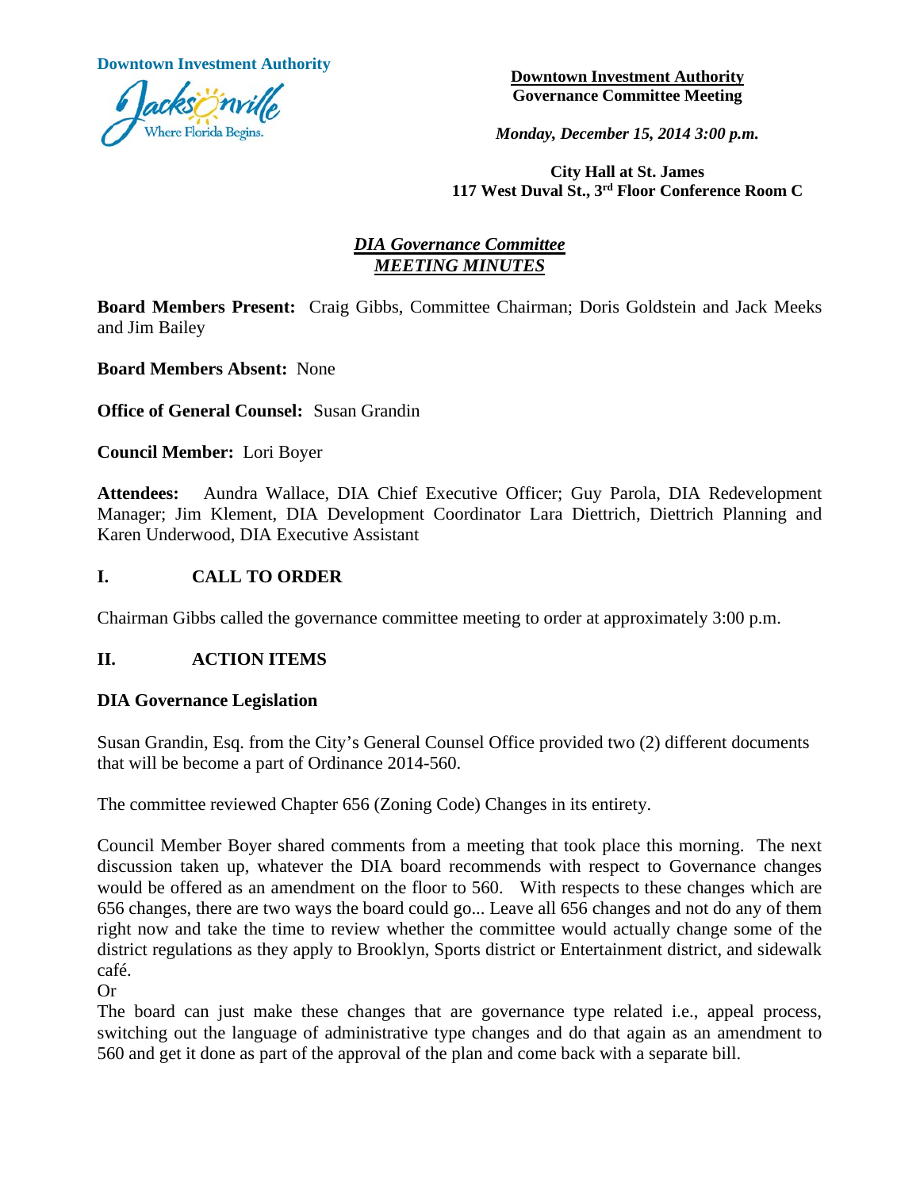**Downtown Investment Authority**

**Downtown Investment Authority**
**Governance Committee Meeting**

***Monday, December 15, 2014 3:00 p.m.***

**City Hall at St. James**
**117 West Duval St., 3rd Floor Conference Room C**

## ***DIA Governance Committee***
## ***MEETING MINUTES***

**Board Members Present:** Craig Gibbs, Committee Chairman; Doris Goldstein and Jack Meeks and Jim Bailey

**Board Members Absent:** None

**Office of General Counsel:** Susan Grandin

**Council Member:** Lori Boyer

**Attendees:** Aundra Wallace, DIA Chief Executive Officer; Guy Parola, DIA Redevelopment Manager; Jim Klement, DIA Development Coordinator Lara Diettrich, Diettrich Planning and Karen Underwood, DIA Executive Assistant

## I. CALL TO ORDER

Chairman Gibbs called the governance committee meeting to order at approximately 3:00 p.m.

## II. ACTION ITEMS

### DIA Governance Legislation

Susan Grandin, Esq. from the City's General Counsel Office provided two (2) different documents that will be become a part of Ordinance 2014-560.

The committee reviewed Chapter 656 (Zoning Code) Changes in its entirety.

Council Member Boyer shared comments from a meeting that took place this morning. The next discussion taken up, whatever the DIA board recommends with respect to Governance changes would be offered as an amendment on the floor to 560. With respects to these changes which are 656 changes, there are two ways the board could go... Leave all 656 changes and not do any of them right now and take the time to review whether the committee would actually change some of the district regulations as they apply to Brooklyn, Sports district or Entertainment district, and sidewalk café.

Or

The board can just make these changes that are governance type related i.e., appeal process, switching out the language of administrative type changes and do that again as an amendment to 560 and get it done as part of the approval of the plan and come back with a separate bill.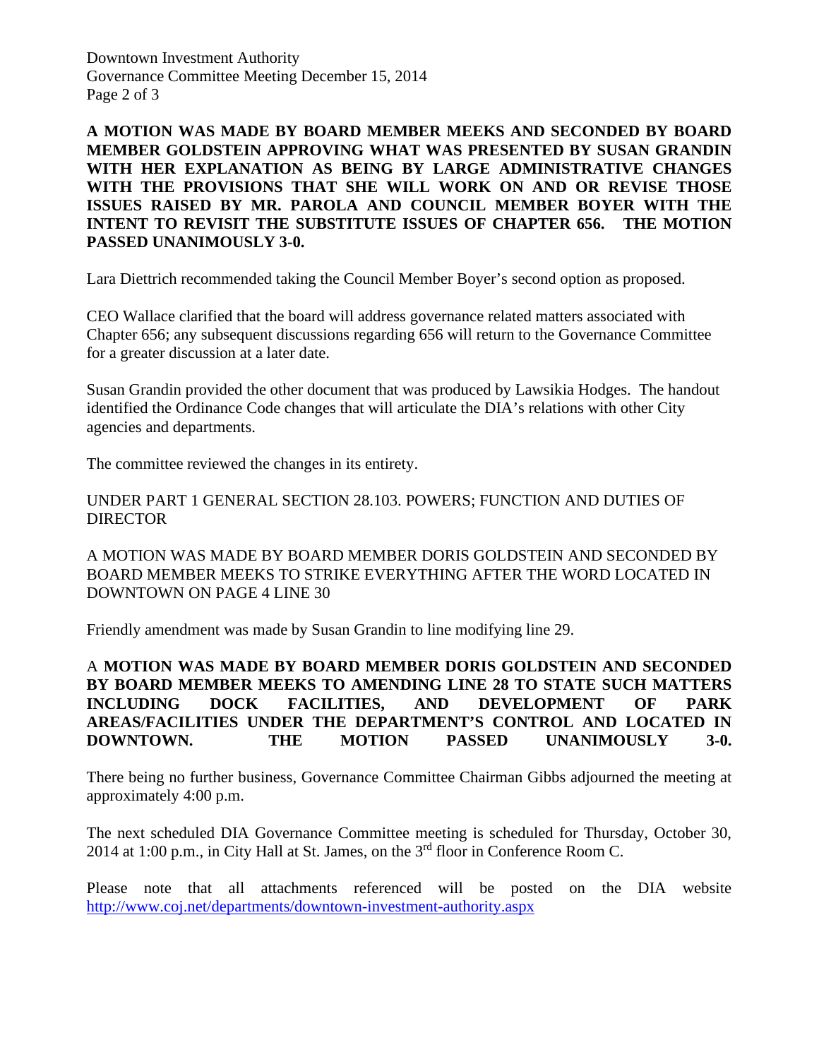**A MOTION WAS MADE BY BOARD MEMBER MEEKS AND SECONDED BY BOARD MEMBER GOLDSTEIN APPROVING WHAT WAS PRESENTED BY SUSAN GRANDIN WITH HER EXPLANATION AS BEING BY LARGE ADMINISTRATIVE CHANGES WITH THE PROVISIONS THAT SHE WILL WORK ON AND OR REVISE THOSE ISSUES RAISED BY MR. PAROLA AND COUNCIL MEMBER BOYER WITH THE INTENT TO REVISIT THE SUBSTITUTE ISSUES OF CHAPTER 656. THE MOTION PASSED UNANIMOUSLY 3-0.**

Lara Diettrich recommended taking the Council Member Boyer's second option as proposed.

CEO Wallace clarified that the board will address governance related matters associated with Chapter 656; any subsequent discussions regarding 656 will return to the Governance Committee for a greater discussion at a later date.

Susan Grandin provided the other document that was produced by Lawsikia Hodges. The handout identified the Ordinance Code changes that will articulate the DIA's relations with other City agencies and departments.

The committee reviewed the changes in its entirety.

UNDER PART 1 GENERAL SECTION 28.103. POWERS; FUNCTION AND DUTIES OF DIRECTOR

A MOTION WAS MADE BY BOARD MEMBER DORIS GOLDSTEIN AND SECONDED BY BOARD MEMBER MEEKS TO STRIKE EVERYTHING AFTER THE WORD LOCATED IN DOWNTOWN ON PAGE 4 LINE 30

Friendly amendment was made by Susan Grandin to line modifying line 29.

A **MOTION WAS MADE BY BOARD MEMBER DORIS GOLDSTEIN AND SECONDED BY BOARD MEMBER MEEKS TO AMENDING LINE 28 TO STATE SUCH MATTERS INCLUDING DOCK FACILITIES, AND DEVELOPMENT OF PARK AREAS/FACILITIES UNDER THE DEPARTMENT'S CONTROL AND LOCATED IN DOWNTOWN. THE MOTION PASSED UNANIMOUSLY 3-0.**

There being no further business, Governance Committee Chairman Gibbs adjourned the meeting at approximately 4:00 p.m.

The next scheduled DIA Governance Committee meeting is scheduled for Thursday, October 30, 2014 at 1:00 p.m., in City Hall at St. James, on the 3rd floor in Conference Room C.

Please note that all attachments referenced will be posted on the DIA website http://www.coj.net/departments/downtown-investment-authority.aspx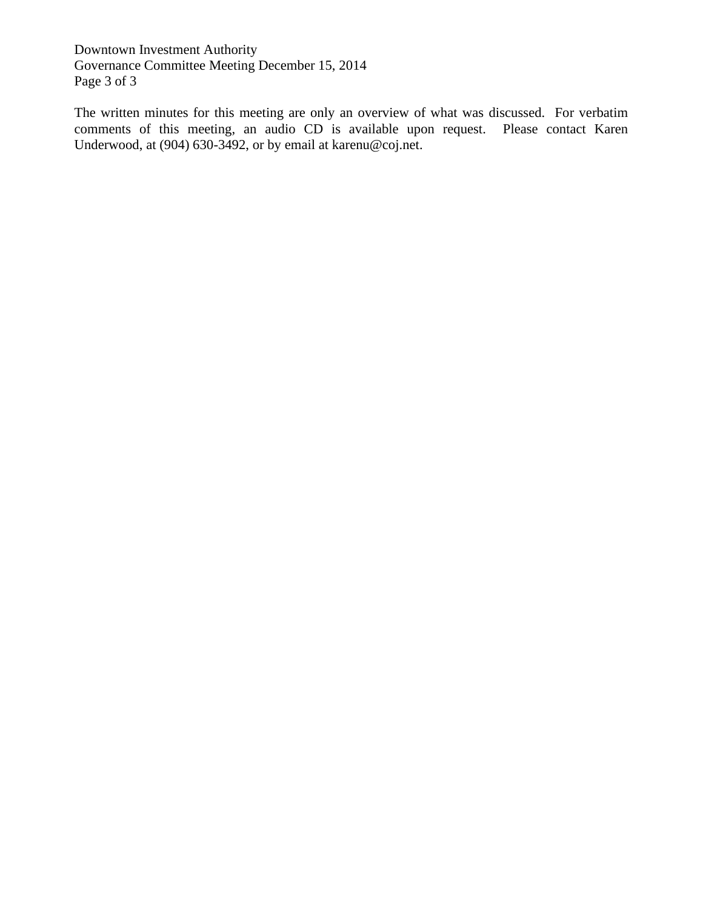The written minutes for this meeting are only an overview of what was discussed. For verbatim comments of this meeting, an audio CD is available upon request. Please contact Karen Underwood, at (904) 630-3492, or by email at karenu@coj.net.